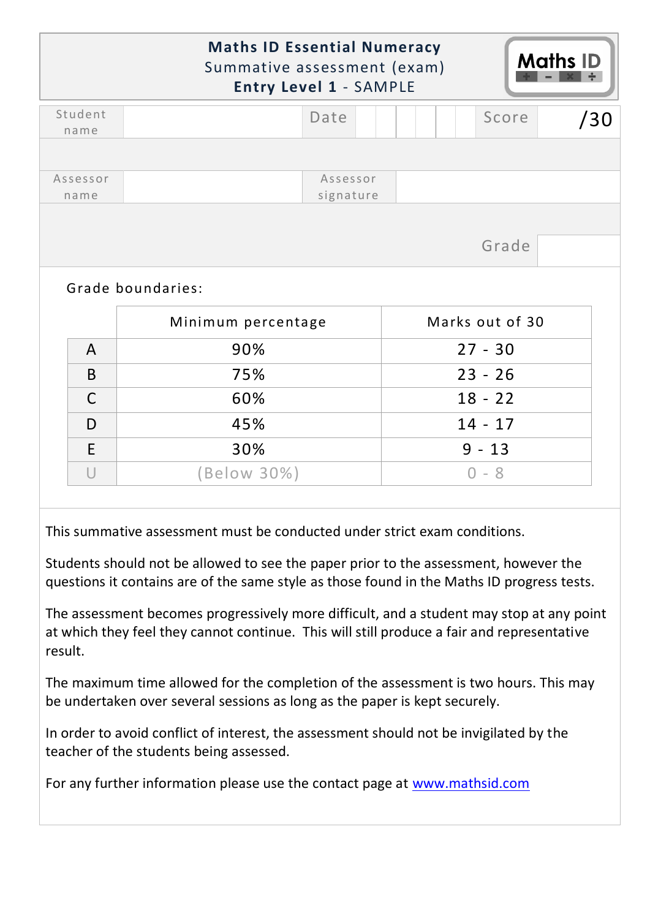# Maths ID Essential Numeracy

Summative assessment (exam)

**Entry Level 1** - SAMPLE

Maths ID

| Student name | | Date | | Score | /30 |
|---|---|---|---|---|---|
| Assessor name | | Assessor signature | | | |
| | | | | Grade | |

Grade boundaries:

| | Minimum percentage | Marks out of 30 |
|---|---|---|
| A | 90% | 27 - 30 |
| B | 75% | 23 - 26 |
| C | 60% | 18 - 22 |
| D | 45% | 14 - 17 |
| E | 30% | 9 - 13 |
| U | (Below 30%) | 0 - 8 |

This summative assessment must be conducted under strict exam conditions.

Students should not be allowed to see the paper prior to the assessment, however the questions it contains are of the same style as those found in the Maths ID progress tests.

The assessment becomes progressively more difficult, and a student may stop at any point at which they feel they cannot continue. This will still produce a fair and representative result.

The maximum time allowed for the completion of the assessment is two hours. This may be undertaken over several sessions as long as the paper is kept securely.

In order to avoid conflict of interest, the assessment should not be invigilated by the teacher of the students being assessed.

For any further information please use the contact page at www.mathsid.com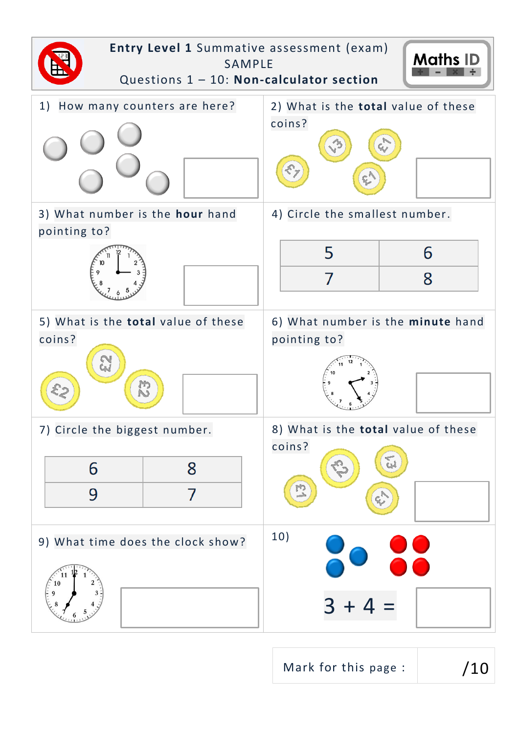**Entry Level 1** Summative assessment (exam)
SAMPLE
Questions 1 – 10: **Non-calculator section**

Maths ID

1) How many counters are here?

2) What is the **total** value of these coins?

3) What number is the **hour** hand pointing to?

4) Circle the smallest number.

| 5 | 6 |
|---|---|
| 7 | 8 |

5) What is the **total** value of these coins?

6) What number is the **minute** hand pointing to?

7) Circle the biggest number.

| 6 | 8 |
|---|---|
| 9 | 7 |

8) What is the **total** value of these coins?

9) What time does the clock show?

10)

$3 + 4 =$

Mark for this page : /10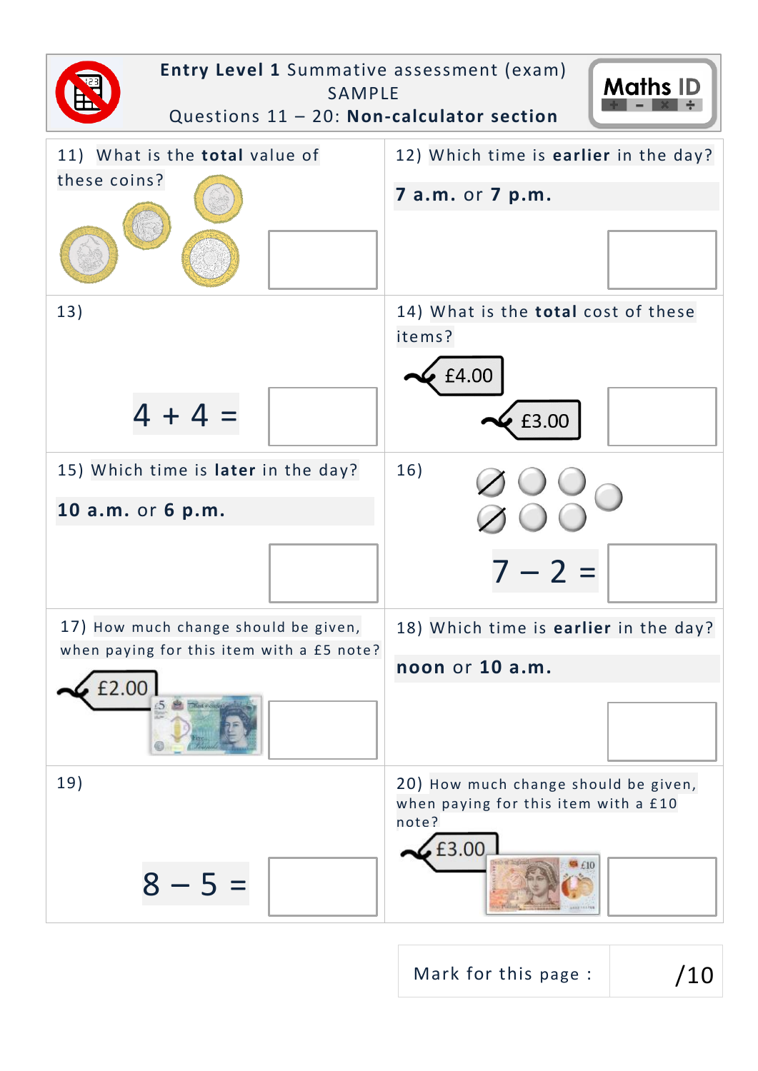**Entry Level 1** Summative assessment (exam)
SAMPLE
Questions 11 – 20: **Non-calculator section**

Maths ID

11) What is the **total** value of these coins?

12) Which time is **earlier** in the day?

**7 a.m.** or **7 p.m.**

13)

$4 + 4 =$

14) What is the **total** cost of these items?

£4.00

£3.00

15) Which time is **later** in the day?

**10 a.m.** or **6 p.m.**

16)

$7 - 2 =$

17) How much change should be given, when paying for this item with a £5 note?

£2.00

18) Which time is **earlier** in the day?

**noon** or **10 a.m.**

19)

$8 - 5 =$

20) How much change should be given, when paying for this item with a £10 note?

£3.00

| Mark for this page : | /10 |
|---|---|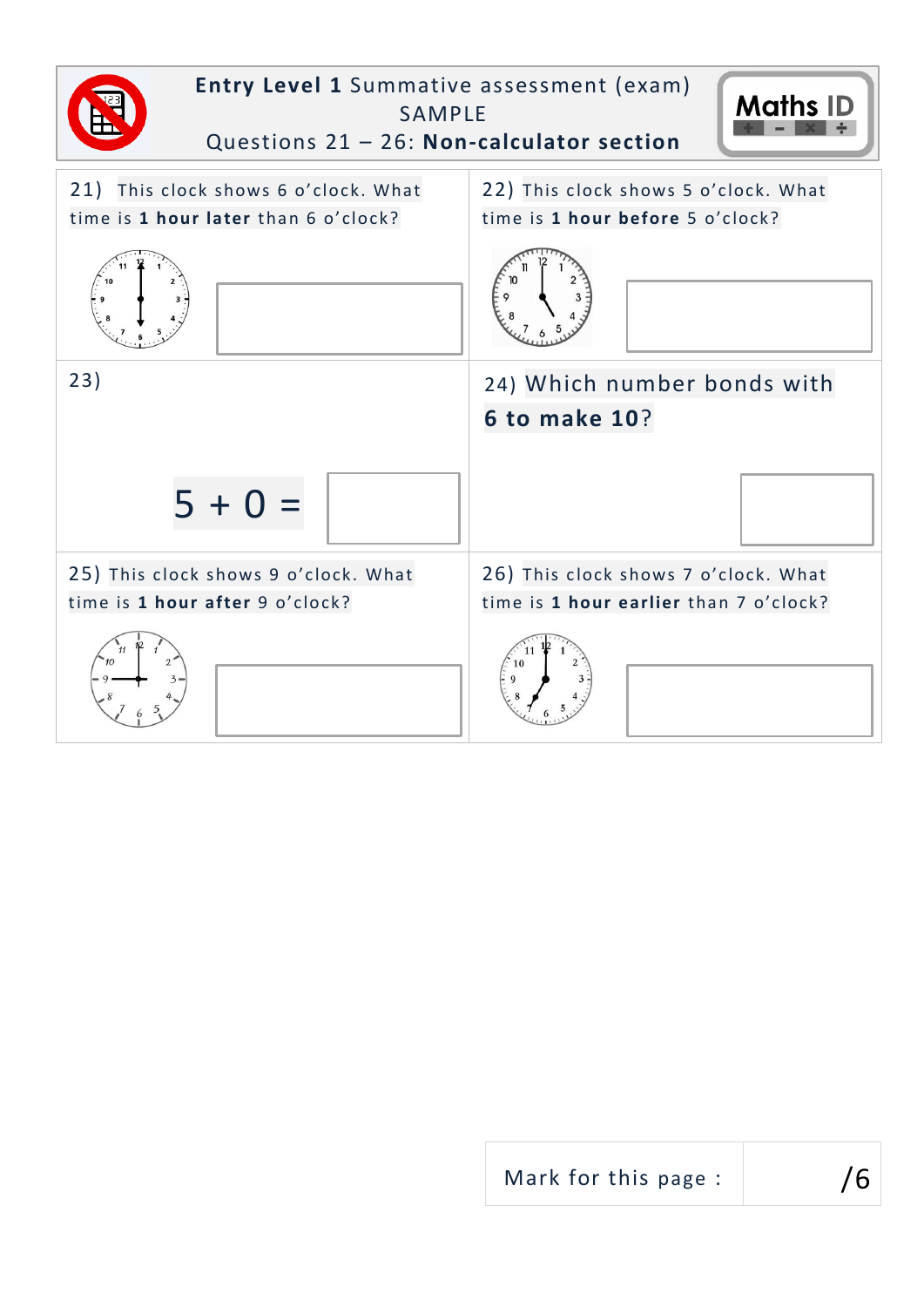**Entry Level 1** Summative assessment (exam)
SAMPLE
Questions 21 – 26: **Non-calculator section**

21) This clock shows 6 o'clock. What time is **1 hour later** than 6 o'clock?

22) This clock shows 5 o'clock. What time is **1 hour before** 5 o'clock?

23)

$5 + 0 =$

24) Which number bonds with **6 to make 10**?

25) This clock shows 9 o'clock. What time is **1 hour after** 9 o'clock?

26) This clock shows 7 o'clock. What time is **1 hour earlier** than 7 o'clock?

| Mark for this page : | /6 |
|---|---|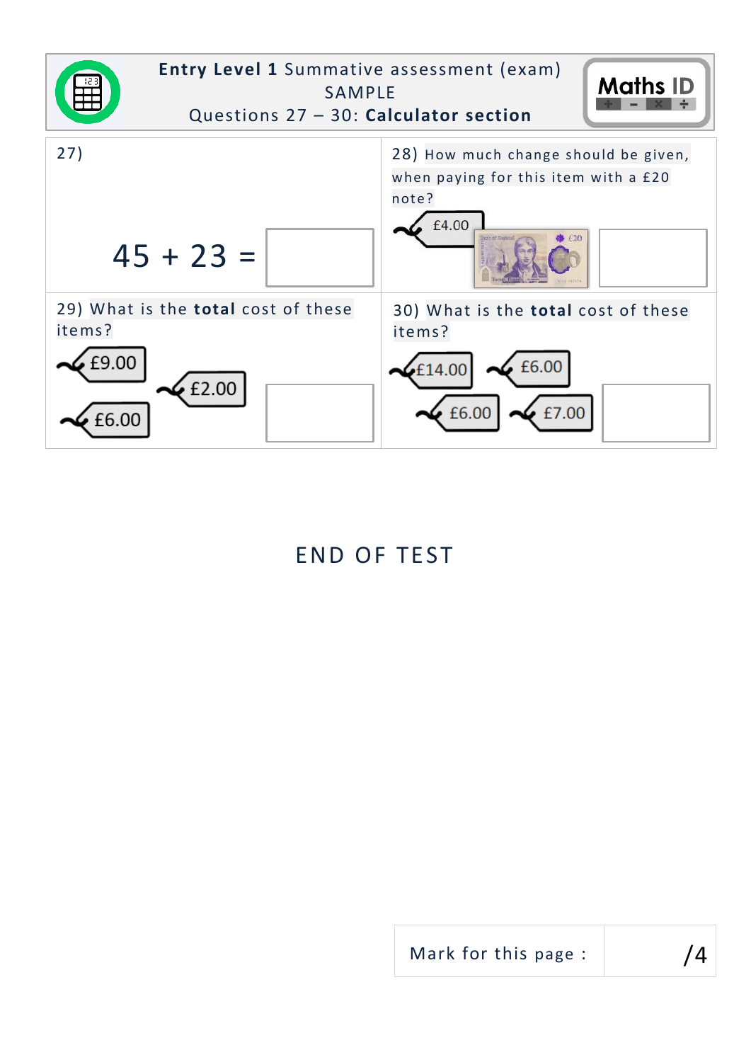**Entry Level 1** Summative assessment (exam)
SAMPLE
Questions 27 – 30: **Calculator section**

Maths ID

27)

$45 + 23 =$ ☐

28) How much change should be given, when paying for this item with a £20 note?

£4.00

☐

29) What is the **total** cost of these items?

£9.00

£2.00

£6.00

☐

30) What is the **total** cost of these items?

£14.00

£6.00

£6.00

£7.00

☐

END OF TEST

| Mark for this page : | /4 |
|---|---|